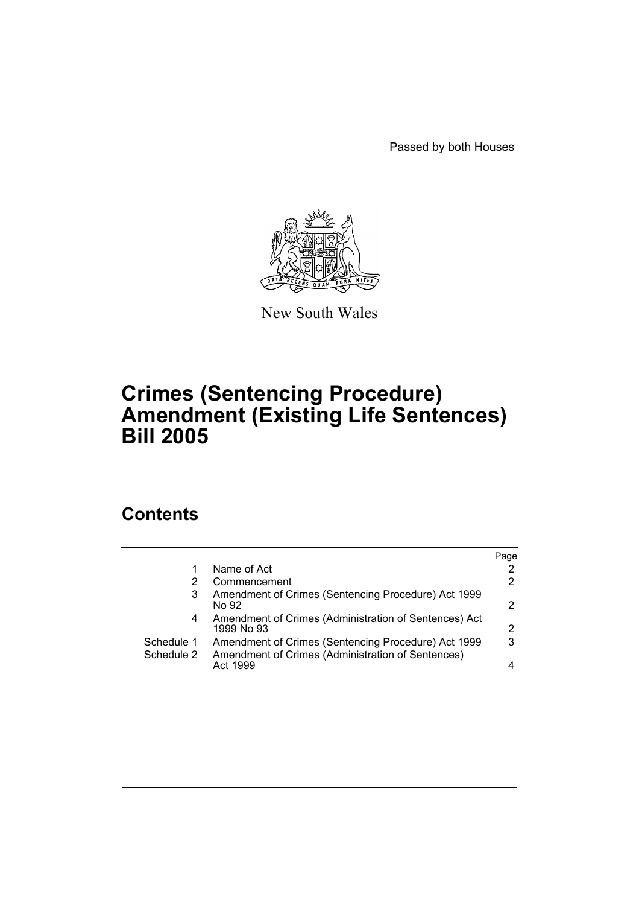Passed by both Houses

New South Wales

# Crimes (Sentencing Procedure) Amendment (Existing Life Sentences) Bill 2005

## Contents

| | | Page |
|---|---|---|
| 1 | Name of Act | 2 |
| 2 | Commencement | 2 |
| 3 | Amendment of Crimes (Sentencing Procedure) Act 1999 No 92 | 2 |
| 4 | Amendment of Crimes (Administration of Sentences) Act 1999 No 93 | 2 |
| Schedule 1 | Amendment of Crimes (Sentencing Procedure) Act 1999 | 3 |
| Schedule 2 | Amendment of Crimes (Administration of Sentences) Act 1999 | 4 |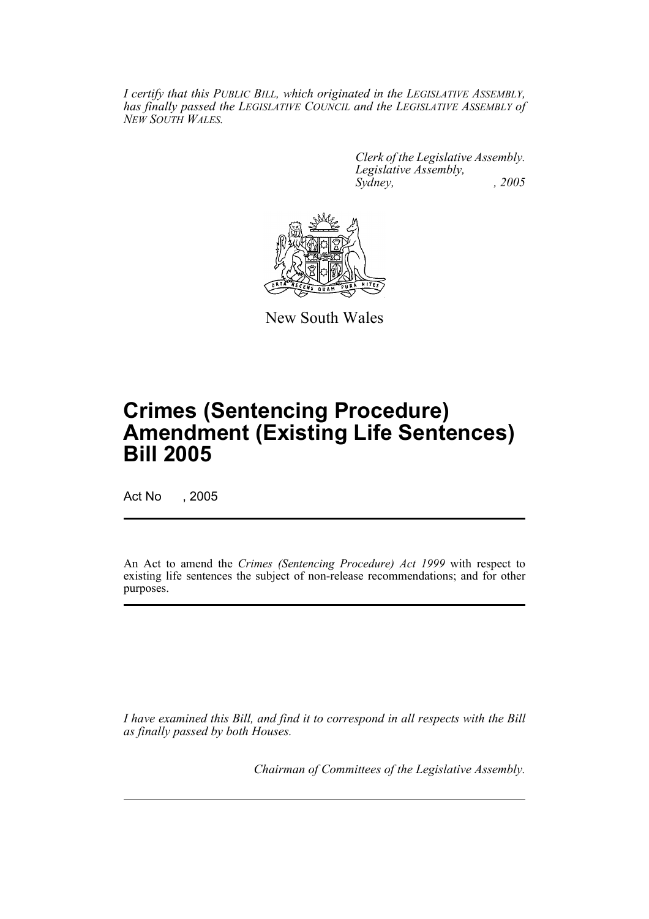*I certify that this PUBLIC BILL, which originated in the LEGISLATIVE ASSEMBLY, has finally passed the LEGISLATIVE COUNCIL and the LEGISLATIVE ASSEMBLY of NEW SOUTH WALES.*

*Clerk of the Legislative Assembly.*
*Legislative Assembly,*
*Sydney, , 2005*

New South Wales

# Crimes (Sentencing Procedure) Amendment (Existing Life Sentences) Bill 2005

Act No , 2005

An Act to amend the *Crimes (Sentencing Procedure) Act 1999* with respect to existing life sentences the subject of non-release recommendations; and for other purposes.

*I have examined this Bill, and find it to correspond in all respects with the Bill as finally passed by both Houses.*

*Chairman of Committees of the Legislative Assembly.*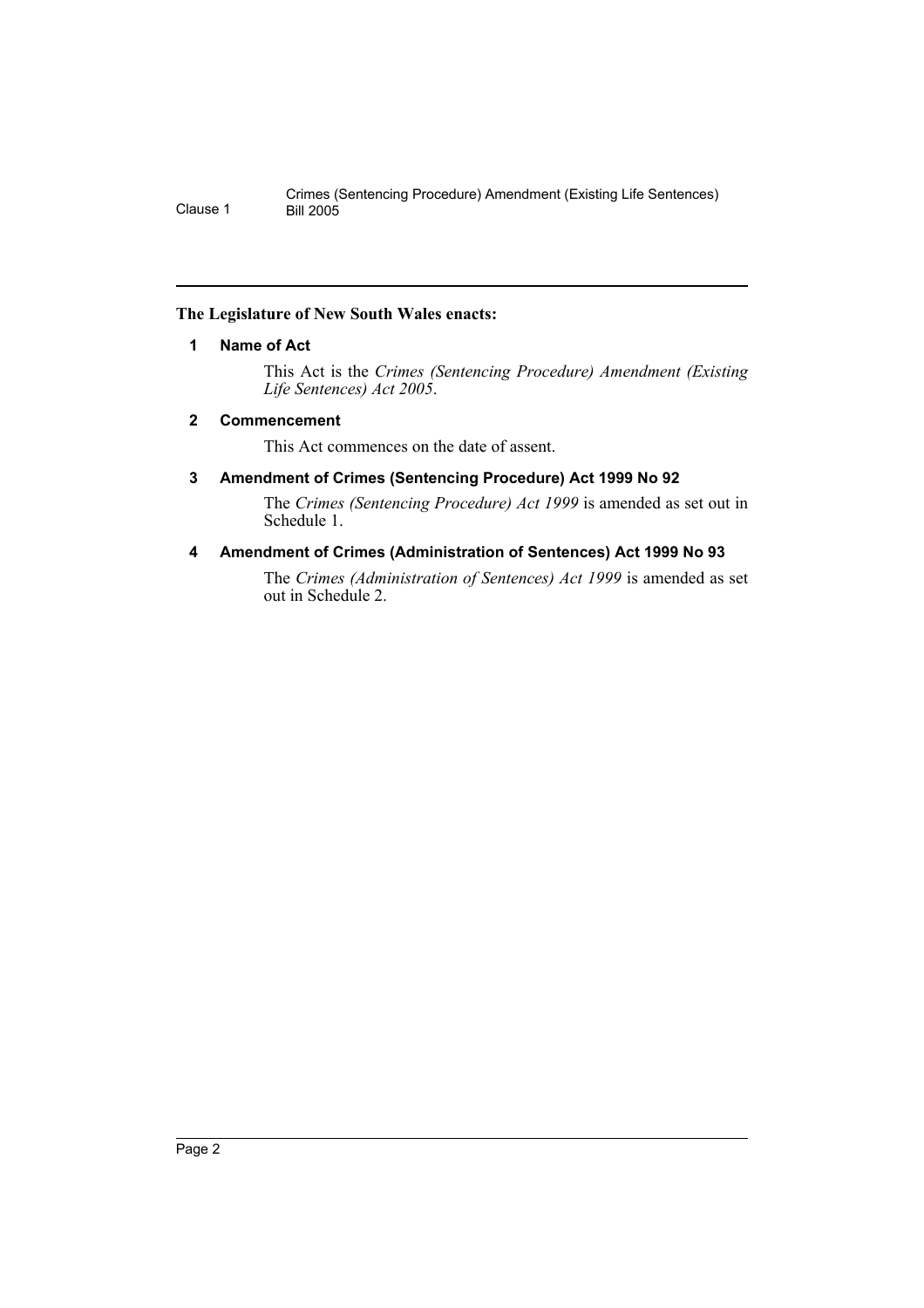**The Legislature of New South Wales enacts:**

### 1 Name of Act

This Act is the *Crimes (Sentencing Procedure) Amendment (Existing Life Sentences) Act 2005*.

### 2 Commencement

This Act commences on the date of assent.

### 3 Amendment of Crimes (Sentencing Procedure) Act 1999 No 92

The *Crimes (Sentencing Procedure) Act 1999* is amended as set out in Schedule 1.

### 4 Amendment of Crimes (Administration of Sentences) Act 1999 No 93

The *Crimes (Administration of Sentences) Act 1999* is amended as set out in Schedule 2.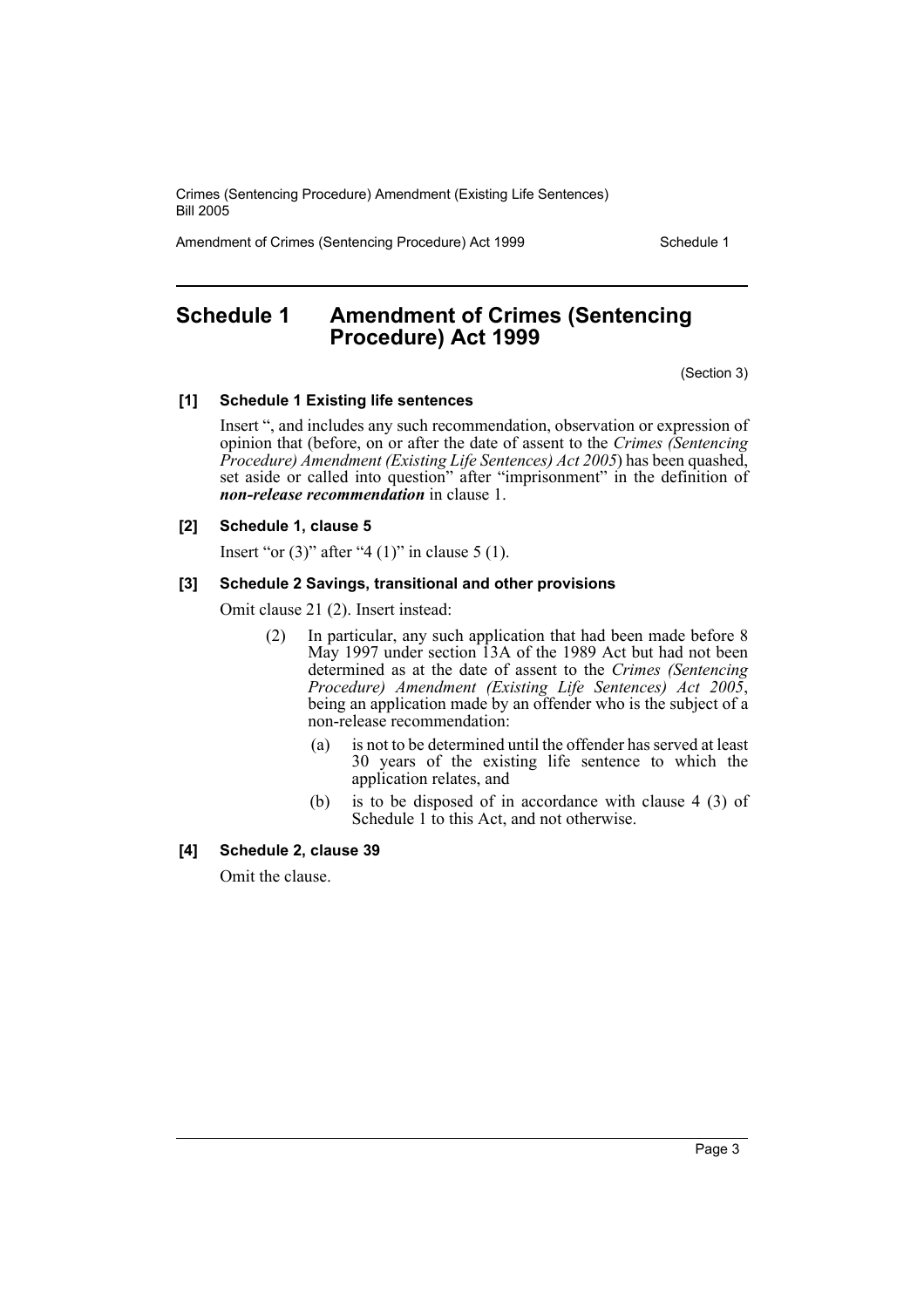# Schedule 1 Amendment of Crimes (Sentencing Procedure) Act 1999

(Section 3)

**[1] Schedule 1 Existing life sentences**

Insert ", and includes any such recommendation, observation or expression of opinion that (before, on or after the date of assent to the *Crimes (Sentencing Procedure) Amendment (Existing Life Sentences) Act 2005*) has been quashed, set aside or called into question" after "imprisonment" in the definition of ***non-release recommendation*** in clause 1.

**[2] Schedule 1, clause 5**

Insert "or (3)" after "4 (1)" in clause 5 (1).

**[3] Schedule 2 Savings, transitional and other provisions**

Omit clause 21 (2). Insert instead:

> (2) In particular, any such application that had been made before 8 May 1997 under section 13A of the 1989 Act but had not been determined as at the date of assent to the *Crimes (Sentencing Procedure) Amendment (Existing Life Sentences) Act 2005*, being an application made by an offender who is the subject of a non-release recommendation:
>
> (a) is not to be determined until the offender has served at least 30 years of the existing life sentence to which the application relates, and
>
> (b) is to be disposed of in accordance with clause 4 (3) of Schedule 1 to this Act, and not otherwise.

**[4] Schedule 2, clause 39**

Omit the clause.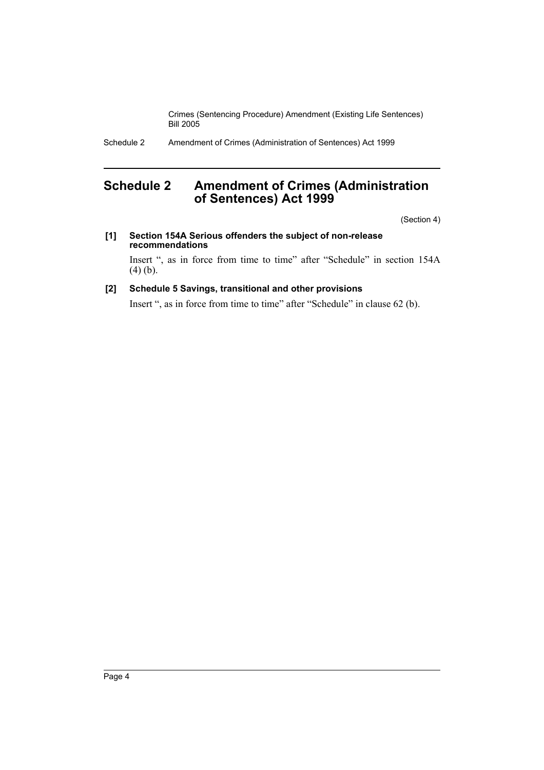# Schedule 2 Amendment of Crimes (Administration of Sentences) Act 1999

(Section 4)

**[1] Section 154A Serious offenders the subject of non-release recommendations**

Insert ", as in force from time to time" after "Schedule" in section 154A (4) (b).

**[2] Schedule 5 Savings, transitional and other provisions**

Insert ", as in force from time to time" after "Schedule" in clause 62 (b).